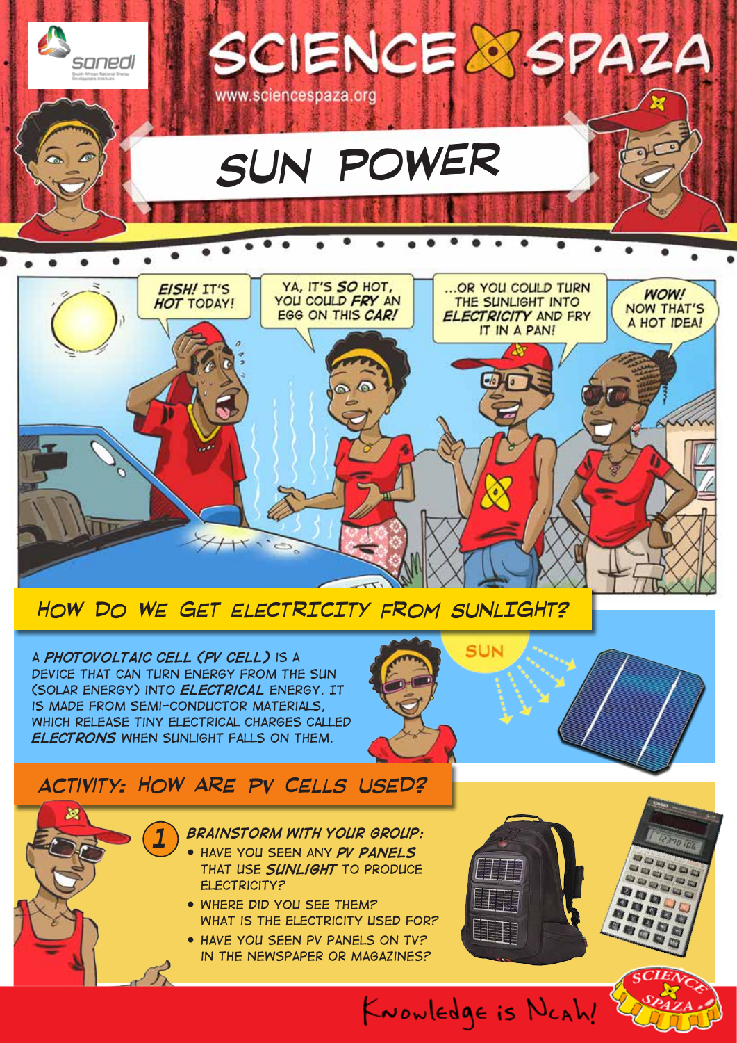# SCIENCE SPAZA

www.sciencespaza.org

# SUN POWER

**EISH!** IT'S **HOT** TODAY!

YA, IT'S **SO** HOT, YOU COULD **FRY** AN EGG ON THIS **CAR!**

...OR YOU COULD TURN THE SUNLIGHT INTO **ELECTRICITY** AND FRY IT IN A PAN!

**WOW!** NOW THAT'S A HOT IDEA!

## HOW DO WE GET ELECTRICITY FROM SUNLIGHT?

A ***PHOTOVOLTAIC CELL (PV CELL)*** IS A DEVICE THAT CAN TURN ENERGY FROM THE SUN (SOLAR ENERGY) INTO ***ELECTRICAL*** ENERGY. IT IS MADE FROM SEMI-CONDUCTOR MATERIALS, WHICH RELEASE TINY ELECTRICAL CHARGES CALLED ***ELECTRONS*** WHEN SUNLIGHT FALLS ON THEM.

SUN

## ACTIVITY: HOW ARE PV CELLS USED?

1. ***BRAINSTORM WITH YOUR GROUP:***
   - HAVE YOU SEEN ANY ***PV PANELS*** THAT USE ***SUNLIGHT*** TO PRODUCE ELECTRICITY?
   - WHERE DID YOU SEE THEM? WHAT IS THE ELECTRICITY USED FOR?
   - HAVE YOU SEEN PV PANELS ON TV? IN THE NEWSPAPER OR MAGAZINES?

Knowledge is Ncah!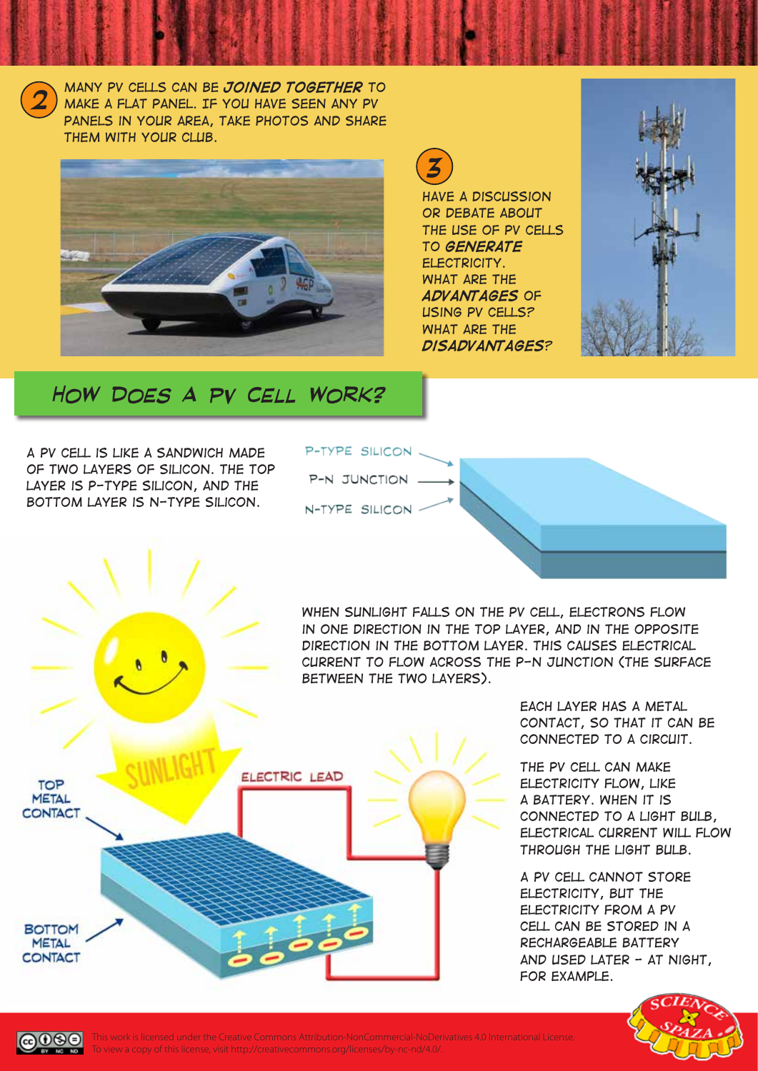2

Many PV cells can be ***joined together*** to make a flat panel. If you have seen any PV panels in your area, take photos and share them with your club.

3

Have a discussion or debate about the use of PV cells to ***generate*** electricity. What are the ***advantages*** of using PV cells? What are the ***disadvantages***?

## How does a PV cell work?

A PV cell is like a sandwich made of two layers of silicon. The top layer is p-type silicon, and the bottom layer is n-type silicon.

P-type silicon

P-N junction

N-type silicon

When sunlight falls on the PV cell, electrons flow in one direction in the top layer, and in the opposite direction in the bottom layer. This causes electrical current to flow across the p-n junction (the surface between the two layers).

Sunlight

Top metal contact

Bottom metal contact

Electric lead

Each layer has a metal contact, so that it can be connected to a circuit.

The PV cell can make electricity flow, like a battery. When it is connected to a light bulb, electrical current will flow through the light bulb.

A PV cell cannot store electricity, but the electricity from a PV cell can be stored in a rechargeable battery and used later – at night, for example.

This work is licensed under the Creative Commons Attribution-NonCommercial-NoDerivatives 4.0 International License. To view a copy of this license, visit http://creativecommons.org/licenses/by-nc-nd/4.0/.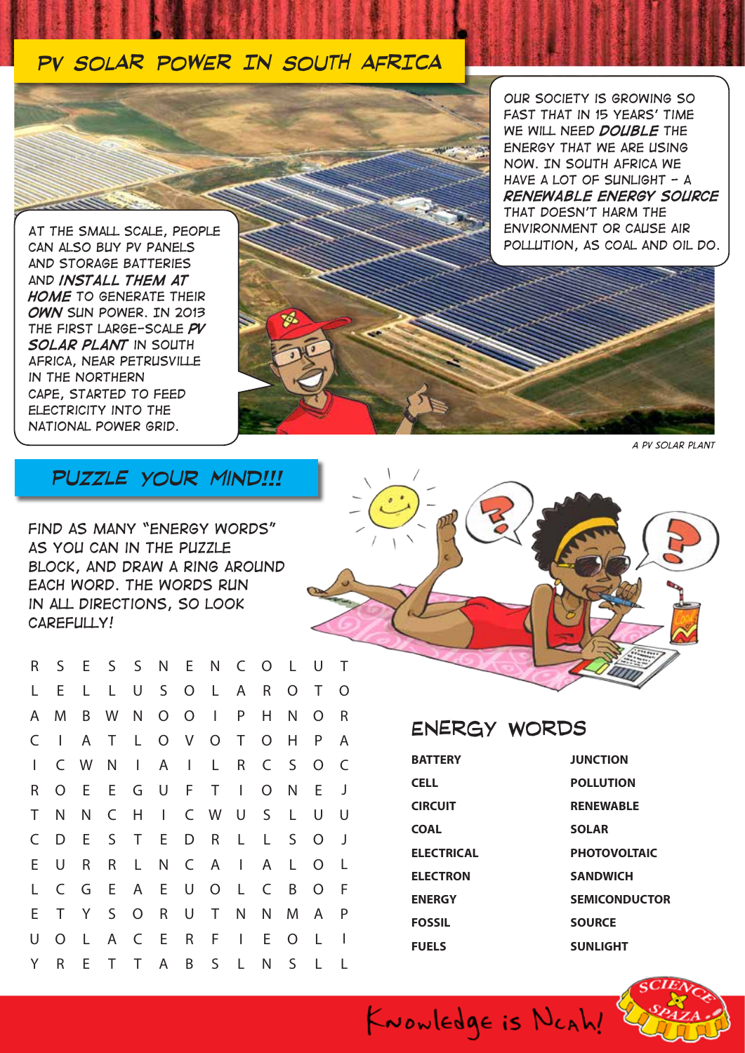# PV SOLAR POWER IN SOUTH AFRICA

OUR SOCIETY IS GROWING SO FAST THAT IN 15 YEARS' TIME WE WILL NEED ***DOUBLE*** THE ENERGY THAT WE ARE USING NOW. IN SOUTH AFRICA WE HAVE A LOT OF SUNLIGHT – A ***RENEWABLE ENERGY SOURCE*** THAT DOESN'T HARM THE ENVIRONMENT OR CAUSE AIR POLLUTION, AS COAL AND OIL DO.

AT THE SMALL SCALE, PEOPLE CAN ALSO BUY PV PANELS AND STORAGE BATTERIES AND ***INSTALL THEM AT HOME*** TO GENERATE THEIR ***OWN*** SUN POWER. IN 2013 THE FIRST LARGE-SCALE ***PV SOLAR PLANT*** IN SOUTH AFRICA, NEAR PETRUSVILLE IN THE NORTHERN CAPE, STARTED TO FEED ELECTRICITY INTO THE NATIONAL POWER GRID.

*A PV SOLAR PLANT*

## PUZZLE YOUR MIND!!!

FIND AS MANY "ENERGY WORDS" AS YOU CAN IN THE PUZZLE BLOCK, AND DRAW A RING AROUND EACH WORD. THE WORDS RUN IN ALL DIRECTIONS, SO LOOK CAREFULLY!

```
R S E S S N E N C O L U T
L E L L U S O L A R O T O
A M B W N O O I P H N O R
C I A T L O V O T O H P A
I C W N I A I L R C S O C
R O E E G U F T I O N E J
T N N C H I C W U S L U U
C D E S T E D R L L S O J
E U R R L N C A I A L O L
L C G E A E U O L C B O F
E T Y S O R U T N N M A P
U O L A C E R F I E O L I
Y R E T T A B S L N S L L
```

### ENERGY WORDS

| | |
|---|---|
| **BATTERY** | **JUNCTION** |
| **CELL** | **POLLUTION** |
| **CIRCUIT** | **RENEWABLE** |
| **COAL** | **SOLAR** |
| **ELECTRICAL** | **PHOTOVOLTAIC** |
| **ELECTRON** | **SANDWICH** |
| **ENERGY** | **SEMICONDUCTOR** |
| **FOSSIL** | **SOURCE** |
| **FUELS** | **SUNLIGHT** |

Knowledge is Neah!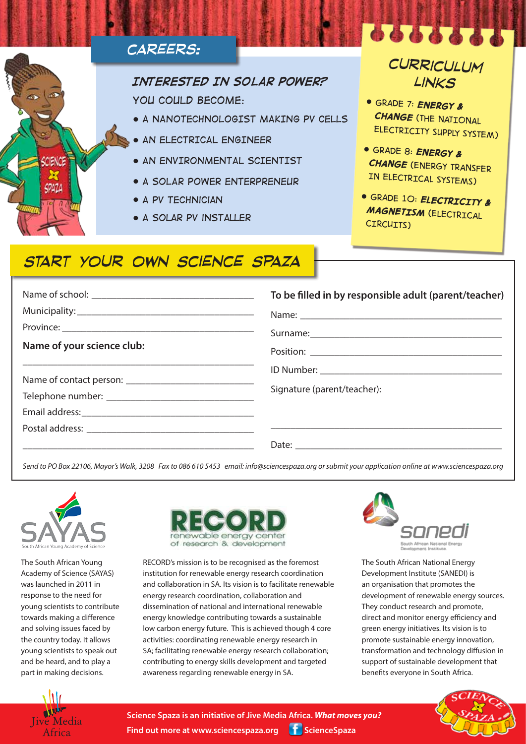## CAREERS:

### INTERESTED IN SOLAR POWER?

YOU COULD BECOME:

- A NANOTECHNOLOGIST MAKING PV CELLS
- AN ELECTRICAL ENGINEER
- AN ENVIRONMENTAL SCIENTIST
- A SOLAR POWER ENTERPRENEUR
- A PV TECHNICIAN
- A SOLAR PV INSTALLER

## CURRICULUM LINKS

- GRADE 7: ***ENERGY & CHANGE*** (THE NATIONAL ELECTRICITY SUPPLY SYSTEM)
- GRADE 8: ***ENERGY & CHANGE*** (ENERGY TRANSFER IN ELECTRICAL SYSTEMS)
- GRADE 10: ***ELECTRICITY & MAGNETISM*** (ELECTRICAL CIRCUITS)

## START YOUR OWN SCIENCE SPAZA

Name of school: ______________________________

Municipality: ______________________________

Province: ______________________________

**Name of your science club:**

______________________________

Name of contact person: ______________________________

Telephone number: ______________________________

Email address: ______________________________

Postal address: ______________________________

______________________________

**To be filled in by responsible adult (parent/teacher)**

Name: ______________________________

Surname: ______________________________

Position: ______________________________

ID Number: ______________________________

Signature (parent/teacher):

______________________________

Date: ______________________________

*Send to PO Box 22106, Mayor's Walk, 3208 Fax to 086 610 5453 email: info@sciencespaza.org or submit your application online at www.sciencespaza.org*

SAYAS – South African Young Academy of Science

The South African Young Academy of Science (SAYAS) was launched in 2011 in response to the need for young scientists to contribute towards making a difference and solving issues faced by the country today. It allows young scientists to speak out and be heard, and to play a part in making decisions.

RECORD – renewable energy center of research & development

RECORD's mission is to be recognised as the foremost institution for renewable energy research coordination and collaboration in SA. Its vision is to facilitate renewable energy research coordination, collaboration and dissemination of national and international renewable energy knowledge contributing towards a sustainable low carbon energy future. This is achieved though 4 core activities: coordinating renewable energy research in SA; facilitating renewable energy research collaboration; contributing to energy skills development and targeted awareness regarding renewable energy in SA.

sanedi – South African National Energy Development Institute

The South African National Energy Development Institute (SANEDI) is an organisation that promotes the development of renewable energy sources. They conduct research and promote, direct and monitor energy efficiency and green energy initiatives. Its vision is to promote sustainable energy innovation, transformation and technology diffusion in support of sustainable development that benefits everyone in South Africa.

**Science Spaza is an initiative of Jive Media Africa. *What moves you?***

**Find out more at www.sciencespaza.org ScienceSpaza**